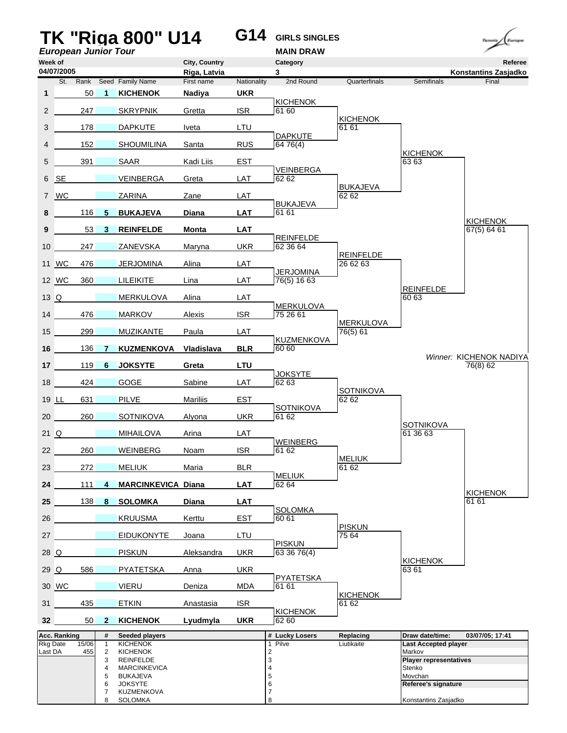# TK "Riga 800" U14

*European Junior Tour*

**G14** GIRLS SINGLES

MAIN DRAW

| Week of | City, Country | Category | Referee |
|---|---|---|---|
| 04/07/2005 | Riga, Latvia | 3 | Konstantins Zasjadko |

| # | St. | Rank | Seed | Family Name | First name | Nationality | 2nd Round | Quarterfinals | Semifinals | Final |
|---|---|---|---|---|---|---|---|---|---|---|
| **1** | | 50 | **1** | **KICHENOK** | **Nadiya** | **UKR** | | | | |
| 2 | | 247 | | SKRYPNIK | Gretta | ISR | KICHENOK 61 60 | | | |
| 3 | | 178 | | DAPKUTE | Iveta | LTU | | KICHENOK 61 61 | | |
| 4 | | 152 | | SHOUMILINA | Santa | RUS | DAPKUTE 64 76(4) | | | |
| 5 | | 391 | | SAAR | Kadi Liis | EST | | | KICHENOK 63 63 | |
| 6 | SE | | | VEINBERGA | Greta | LAT | VEINBERGA 62 62 | | | |
| 7 | WC | | | ZARINA | Zane | LAT | | BUKAJEVA 62 62 | | |
| **8** | | 116 | **5** | **BUKAJEVA** | **Diana** | **LAT** | BUKAJEVA 61 61 | | | |
| **9** | | 53 | **3** | **REINFELDE** | **Monta** | **LAT** | | | | KICHENOK 67(5) 64 61 |
| 10 | | 247 | | ZANEVSKA | Maryna | UKR | REINFELDE 62 36 64 | | | |
| 11 | WC | 476 | | JERJOMINA | Alina | LAT | | REINFELDE 26 62 63 | | |
| 12 | WC | 360 | | LILEIKITE | Lina | LAT | JERJOMINA 76(5) 16 63 | | | |
| 13 | Q | | | MERKULOVA | Alina | LAT | | | REINFELDE 60 63 | |
| 14 | | 476 | | MARKOV | Alexis | ISR | MERKULOVA 75 26 61 | | | |
| 15 | | 299 | | MUZIKANTE | Paula | LAT | | MERKULOVA 76(5) 61 | | |
| **16** | | 136 | **7** | **KUZMENKOVA** | **Vladislava** | **BLR** | KUZMENKOVA 60 60 | | | |
| **17** | | 119 | **6** | **JOKSYTE** | **Greta** | **LTU** | | | | *Winner:* KICHENOK NADIYA 76(8) 62 |
| 18 | | 424 | | GOGE | Sabine | LAT | JOKSYTE 62 63 | | | |
| 19 | LL | 631 | | PILVE | Mariliis | EST | | SOTNIKOVA 62 62 | | |
| 20 | | 260 | | SOTNIKOVA | Alyona | UKR | SOTNIKOVA 61 62 | | | |
| 21 | Q | | | MIHAILOVA | Arina | LAT | | | SOTNIKOVA 61 36 63 | |
| 22 | | 260 | | WEINBERG | Noam | ISR | WEINBERG 61 62 | | | |
| 23 | | 272 | | MELIUK | Maria | BLR | | MELIUK 61 62 | | |
| **24** | | 111 | **4** | **MARCINKEVICA** | **Diana** | **LAT** | MELIUK 62 64 | | | |
| **25** | | 138 | **8** | **SOLOMKA** | **Diana** | **LAT** | | | | KICHENOK 61 61 |
| 26 | | | | KRUUSMA | Kerttu | EST | SOLOMKA 60 61 | | | |
| 27 | | | | EIDUKONYTE | Joana | LTU | | PISKUN 75 64 | | |
| 28 | Q | | | PISKUN | Aleksandra | UKR | PISKUN 63 36 76(4) | | | |
| 29 | Q | 586 | | PYATETSKA | Anna | UKR | | | KICHENOK 63 61 | |
| 30 | WC | | | VIERU | Deniza | MDA | PYATETSKA 61 61 | | | |
| 31 | | 435 | | ETKIN | Anastasia | ISR | | KICHENOK 61 62 | | |
| **32** | | 50 | **2** | **KICHENOK** | **Lyudmyla** | **UKR** | KICHENOK 62 60 | | | |

| Acc. Ranking | | # | Seeded players | # | Lucky Losers | Replacing | Draw date/time: 03/07/05; 17:41 |
|---|---|---|---|---|---|---|---|
| Rkg Date | 15/06 | 1 | KICHENOK | 1 | Pilve | Liutikaite | **Last Accepted player** |
| Last DA | 455 | 2 | KICHENOK | 2 | | | Markov |
| | | 3 | REINFELDE | 3 | | | **Player representatives** |
| | | 4 | MARCINKEVICA | 4 | | | Stenko |
| | | 5 | BUKAJEVA | 5 | | | Movchan |
| | | 6 | JOKSYTE | 6 | | | **Referee's signature** |
| | | 7 | KUZMENKOVA | 7 | | | |
| | | 8 | SOLOMKA | 8 | | | Konstantins Zasjadko |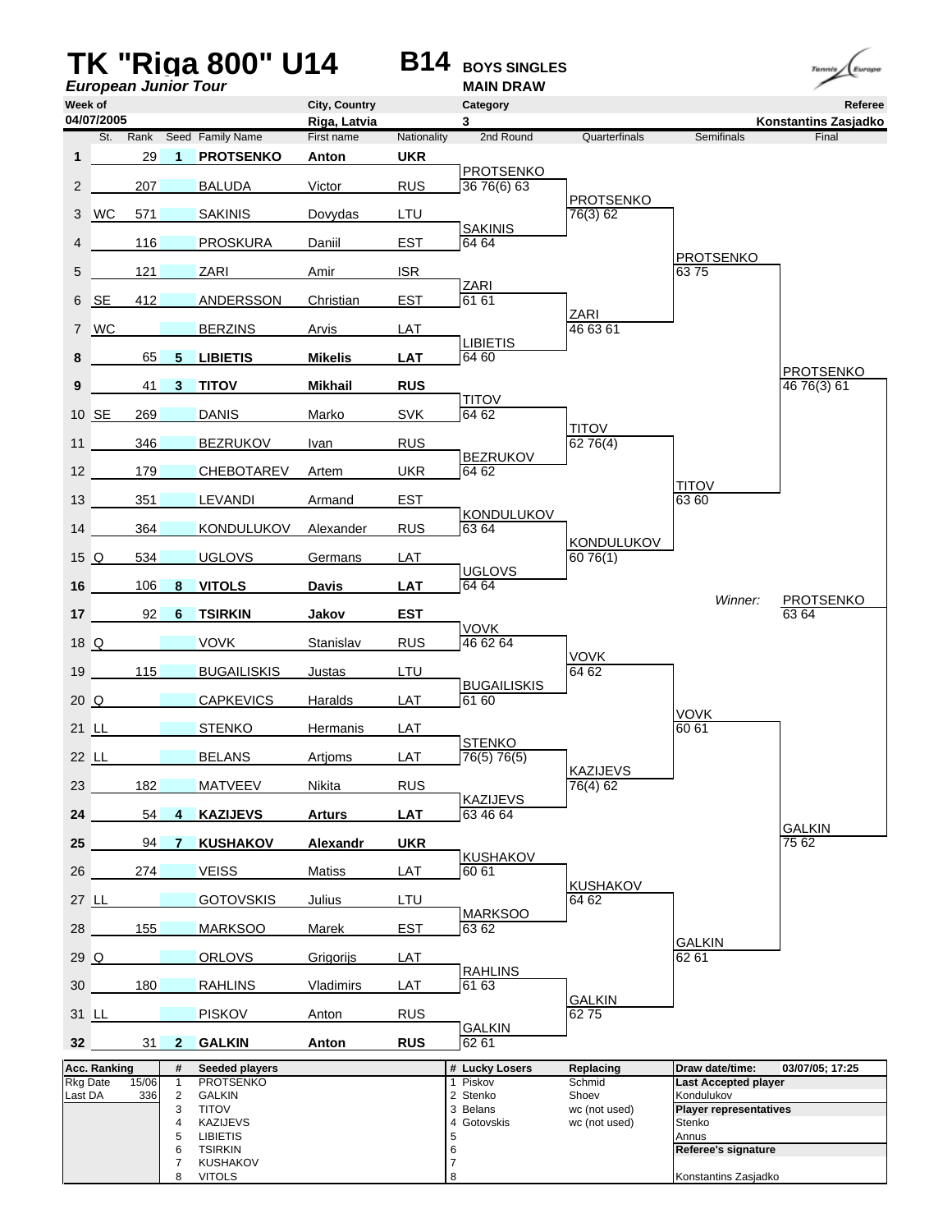# TK "Riga 800" U14

**B14** **BOYS SINGLES**
**MAIN DRAW**

*European Junior Tour*

| Week of | City, Country | Category | Referee |
|---|---|---|---|
| 04/07/2005 | Riga, Latvia | 3 | Konstantins Zasjadko |

| # | St. | Rank | Seed | Family Name | First name | Nationality | 2nd Round | Quarterfinals | Semifinals | Final |
|---|---|---|---|---|---|---|---|---|---|---|
| **1** | | 29 | **1** | **PROTSENKO** | **Anton** | **UKR** | | | | |
| 2 | | 207 | | BALUDA | Victor | RUS | PROTSENKO 36 76(6) 63 | | | |
| 3 | WC | 571 | | SAKINIS | Dovydas | LTU | | PROTSENKO 76(3) 62 | | |
| 4 | | 116 | | PROSKURA | Daniil | EST | SAKINIS 64 64 | | | |
| 5 | | 121 | | ZARI | Amir | ISR | | | PROTSENKO 63 75 | |
| 6 | SE | 412 | | ANDERSSON | Christian | EST | ZARI 61 61 | | | |
| 7 | WC | | | BERZINS | Arvis | LAT | | ZARI 46 63 61 | | |
| **8** | | 65 | **5** | **LIBIETIS** | **Mikelis** | **LAT** | LIBIETIS 64 60 | | | |
| **9** | | 41 | **3** | **TITOV** | **Mikhail** | **RUS** | | | | PROTSENKO 46 76(3) 61 |
| 10 | SE | 269 | | DANIS | Marko | SVK | TITOV 64 62 | | | |
| 11 | | 346 | | BEZRUKOV | Ivan | RUS | | TITOV 62 76(4) | | |
| 12 | | 179 | | CHEBOTAREV | Artem | UKR | BEZRUKOV 64 62 | | | |
| 13 | | 351 | | LEVANDI | Armand | EST | | | TITOV 63 60 | |
| 14 | | 364 | | KONDULUKOV | Alexander | RUS | KONDULUKOV 63 64 | | | |
| 15 | Q | 534 | | UGLOVS | Germans | LAT | | KONDULUKOV 60 76(1) | | |
| **16** | | 106 | **8** | **VITOLS** | **Davis** | **LAT** | UGLOVS 64 64 | | | |
| **17** | | 92 | **6** | **TSIRKIN** | **Jakov** | **EST** | | | *Winner:* | PROTSENKO 63 64 |
| 18 | Q | | | VOVK | Stanislav | RUS | VOVK 46 62 64 | | | |
| 19 | | 115 | | BUGAILISKIS | Justas | LTU | | VOVK 64 62 | | |
| 20 | Q | | | CAPKEVICS | Haralds | LAT | BUGAILISKIS 61 60 | | | |
| 21 | LL | | | STENKO | Hermanis | LAT | | | VOVK 60 61 | |
| 22 | LL | | | BELANS | Artjoms | LAT | STENKO 76(5) 76(5) | | | |
| 23 | | 182 | | MATVEEV | Nikita | RUS | | KAZIJEVS 76(4) 62 | | |
| **24** | | 54 | **4** | **KAZIJEVS** | **Arturs** | **LAT** | KAZIJEVS 63 46 64 | | | |
| **25** | | 94 | **7** | **KUSHAKOV** | **Alexandr** | **UKR** | | | | GALKIN 75 62 |
| 26 | | 274 | | VEISS | Matiss | LAT | KUSHAKOV 60 61 | | | |
| 27 | LL | | | GOTOVSKIS | Julius | LTU | | KUSHAKOV 64 62 | | |
| 28 | | 155 | | MARKSOO | Marek | EST | MARKSOO 63 62 | | | |
| 29 | Q | | | ORLOVS | Grigorijs | LAT | | | GALKIN 62 61 | |
| 30 | | 180 | | RAHLINS | Vladimirs | LAT | RAHLINS 61 63 | | | |
| 31 | LL | | | PISKOV | Anton | RUS | | GALKIN 62 75 | | |
| **32** | | 31 | **2** | **GALKIN** | **Anton** | **RUS** | GALKIN 62 61 | | | |

| Acc. Ranking | | # | Seeded players | # | Lucky Losers | Replacing | Draw date/time: | 03/07/05; 17:25 |
|---|---|---|---|---|---|---|---|---|
| Rkg Date | 15/06 | 1 | PROTSENKO | 1 | Piskov | Schmid | **Last Accepted player** | |
| Last DA | 336 | 2 | GALKIN | 2 | Stenko | Shoev | Kondulukov | |
| | | 3 | TITOV | 3 | Belans | wc (not used) | **Player representatives** | |
| | | 4 | KAZIJEVS | 4 | Gotovskis | wc (not used) | Stenko | |
| | | 5 | LIBIETIS | 5 | | | Annus | |
| | | 6 | TSIRKIN | 6 | | | **Referee's signature** | |
| | | 7 | KUSHAKOV | 7 | | | | |
| | | 8 | VITOLS | 8 | | | Konstantins Zasjadko | |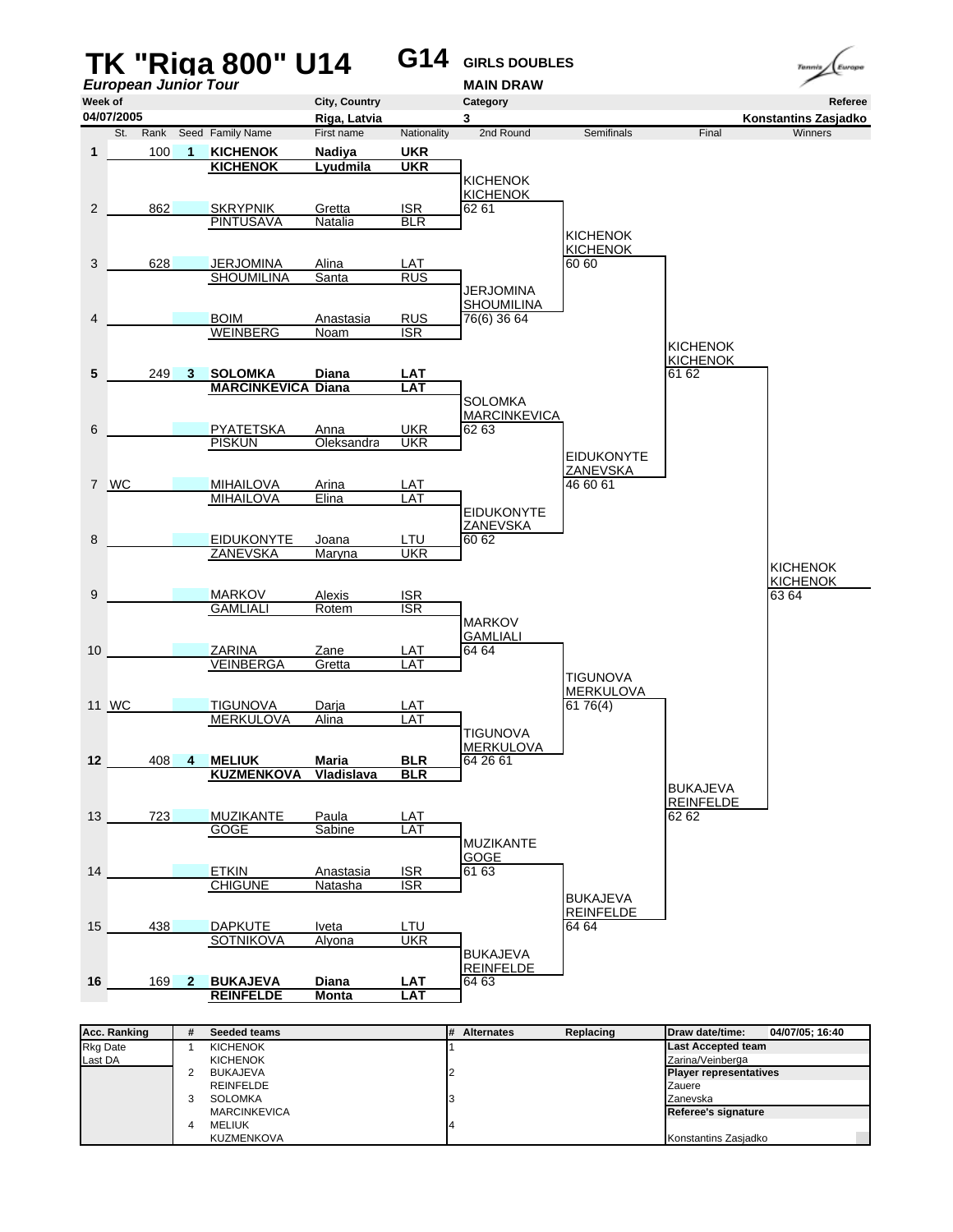# TK "Riga 800" U14

**G14** **GIRLS DOUBLES**

*European Junior Tour*

**MAIN DRAW**

| Week of | City, Country | Category | Referee |
|---|---|---|---|
| 04/07/2005 | Riga, Latvia | 3 | Konstantins Zasjadko |

| | St. | Rank | Seed | Family Name | First name | Nationality |
|---|---|---|---|---|---|---|
| 1 | | 100 | 1 | **KICHENOK** | **Nadiya** | **UKR** |
| | | | | **KICHENOK** | **Lyudmila** | **UKR** |
| 2 | | 862 | | SKRYPNIK | Gretta | ISR |
| | | | | PINTUSAVA | Natalia | BLR |
| 3 | | 628 | | JERJOMINA | Alina | LAT |
| | | | | SHOUMILINA | Santa | RUS |
| 4 | | | | BOIM | Anastasia | RUS |
| | | | | WEINBERG | Noam | ISR |
| 5 | | 249 | 3 | **SOLOMKA** | **Diana** | **LAT** |
| | | | | **MARCINKEVICA** | **Diana** | **LAT** |
| 6 | | | | PYATETSKA | Anna | UKR |
| | | | | PISKUN | Oleksandra | UKR |
| 7 | WC | | | MIHAILOVA | Arina | LAT |
| | | | | MIHAILOVA | Elina | LAT |
| 8 | | | | EIDUKONYTE | Joana | LTU |
| | | | | ZANEVSKA | Maryna | UKR |
| 9 | | | | MARKOV | Alexis | ISR |
| | | | | GAMLIALI | Rotem | ISR |
| 10 | | | | ZARINA | Zane | LAT |
| | | | | VEINBERGA | Gretta | LAT |
| 11 | WC | | | TIGUNOVA | Darja | LAT |
| | | | | MERKULOVA | Alina | LAT |
| 12 | | 408 | 4 | **MELIUK** | **Maria** | **BLR** |
| | | | | **KUZMENKOVA** | **Vladislava** | **BLR** |
| 13 | | 723 | | MUZIKANTE | Paula | LAT |
| | | | | GOGE | Sabine | LAT |
| 14 | | | | ETKIN | Anastasia | ISR |
| | | | | CHIGUNE | Natasha | ISR |
| 15 | | 438 | | DAPKUTE | Iveta | LTU |
| | | | | SOTNIKOVA | Alyona | UKR |
| 16 | | 169 | 2 | **BUKAJEVA** | **Diana** | **LAT** |
| | | | | **REINFELDE** | **Monta** | **LAT** |

**2nd Round**

- KICHENOK / KICHENOK 62 61
- JERJOMINA / SHOUMILINA 76(6) 36 64
- SOLOMKA / MARCINKEVICA 62 63
- EIDUKONYTE / ZANEVSKA 60 62
- MARKOV / GAMLIALI 64 64
- TIGUNOVA / MERKULOVA 64 26 61
- MUZIKANTE / GOGE 61 63
- BUKAJEVA / REINFELDE 64 63

**Semifinals**

- KICHENOK / KICHENOK 60 60
- EIDUKONYTE / ZANEVSKA 46 60 61
- TIGUNOVA / MERKULOVA 61 76(4)
- BUKAJEVA / REINFELDE 64 64

**Final**

- KICHENOK / KICHENOK 61 62
- BUKAJEVA / REINFELDE 62 62

**Winners**

- KICHENOK / KICHENOK 63 64

| Acc. Ranking | # | Seeded teams | # | Alternates | Replacing | Draw date/time: 04/07/05; 16:40 |
|---|---|---|---|---|---|---|
| Rkg Date | 1 | KICHENOK | 1 | | | **Last Accepted team** |
| Last DA | | KICHENOK | | | | Zarina/Veinberga |
| | 2 | BUKAJEVA | 2 | | | **Player representatives** |
| | | REINFELDE | | | | Zauere |
| | 3 | SOLOMKA | 3 | | | Zanevska |
| | | MARCINKEVICA | | | | **Referee's signature** |
| | 4 | MELIUK | 4 | | | |
| | | KUZMENKOVA | | | | Konstantins Zasjadko |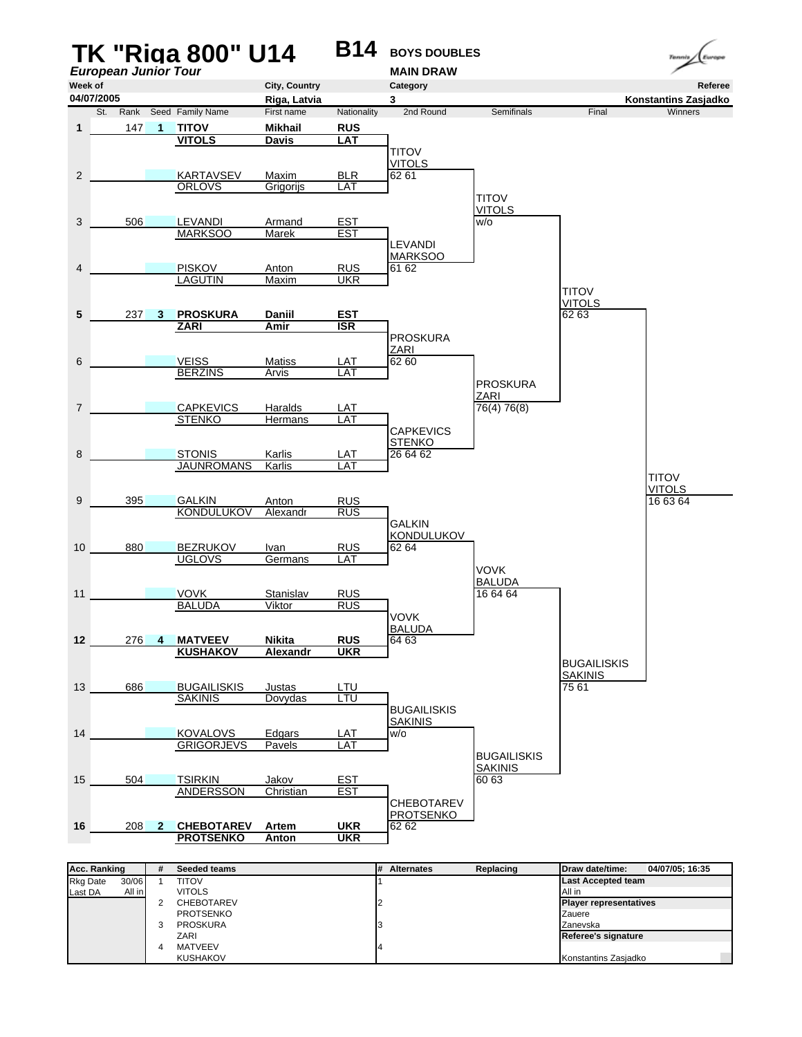# TK "Riga 800" U14

**B14** **BOYS DOUBLES**

*European Junior Tour*

**MAIN DRAW**

| Week of | City, Country | Category | Referee |
|---|---|---|---|
| 04/07/2005 | Riga, Latvia | 3 | Konstantins Zasjadko |

| St. | Rank | Seed | Family Name | First name | Nationality | 2nd Round | Semifinals | Final | Winners |
|---|---|---|---|---|---|---|---|---|---|
| 1 | 147 | 1 | **TITOV** | **Mikhail** | **RUS** | | | | |
| | | | **VITOLS** | **Davis** | **LAT** | TITOV / VITOLS | | | |
| 2 | | | KARTAVSEV | Maxim | BLR | 62 61 | | | |
| | | | ORLOVS | Grigorijs | LAT | | TITOV / VITOLS | | |
| 3 | 506 | | LEVANDI | Armand | EST | | w/o | | |
| | | | MARKSOO | Marek | EST | LEVANDI / MARKSOO | | | |
| 4 | | | PISKOV | Anton | RUS | 61 62 | | | |
| | | | LAGUTIN | Maxim | UKR | | | TITOV / VITOLS | |
| 5 | 237 | 3 | **PROSKURA** | **Daniil** | **EST** | | | 62 63 | |
| | | | **ZARI** | **Amir** | **ISR** | PROSKURA / ZARI | | | |
| 6 | | | VEISS | Matiss | LAT | 62 60 | | | |
| | | | BERZINS | Arvis | LAT | | PROSKURA / ZARI | | |
| 7 | | | CAPKEVICS | Haralds | LAT | | 76(4) 76(8) | | |
| | | | STENKO | Hermans | LAT | CAPKEVICS / STENKO | | | |
| 8 | | | STONIS | Karlis | LAT | 26 64 62 | | | |
| | | | JAUNROMANS | Karlis | LAT | | | | TITOV / VITOLS |
| 9 | 395 | | GALKIN | Anton | RUS | | | | 16 63 64 |
| | | | KONDULUKOV | Alexandr | RUS | GALKIN / KONDULUKOV | | | |
| 10 | 880 | | BEZRUKOV | Ivan | RUS | 62 64 | | | |
| | | | UGLOVS | Germans | LAT | | VOVK / BALUDA | | |
| 11 | | | VOVK | Stanislav | RUS | | 16 64 64 | | |
| | | | BALUDA | Viktor | RUS | VOVK / BALUDA | | | |
| 12 | 276 | 4 | **MATVEEV** | **Nikita** | **RUS** | 64 63 | | | |
| | | | **KUSHAKOV** | **Alexandr** | **UKR** | | | BUGAILISKIS / SAKINIS | |
| 13 | 686 | | BUGAILISKIS | Justas | LTU | | | 75 61 | |
| | | | SAKINIS | Dovydas | LTU | BUGAILISKIS / SAKINIS | | | |
| 14 | | | KOVALOVS | Edgars | LAT | w/o | | | |
| | | | GRIGORJEVS | Pavels | LAT | | BUGAILISKIS / SAKINIS | | |
| 15 | 504 | | TSIRKIN | Jakov | EST | | 60 63 | | |
| | | | ANDERSSON | Christian | EST | CHEBOTAREV / PROTSENKO | | | |
| 16 | 208 | 2 | **CHEBOTAREV** | **Artem** | **UKR** | 62 62 | | | |
| | | | **PROTSENKO** | **Anton** | **UKR** | | | | |

| Acc. Ranking | | # | Seeded teams | # | Alternates | Replacing | Draw date/time: 04/07/05; 16:35 |
|---|---|---|---|---|---|---|---|
| Rkg Date | 30/06 | 1 | TITOV | 1 | | | **Last Accepted team** |
| Last DA | All in | | VITOLS | | | | All in |
| | | 2 | CHEBOTAREV | 2 | | | **Player representatives** |
| | | | PROTSENKO | | | | Zauere |
| | | 3 | PROSKURA | 3 | | | Zanevska |
| | | | ZARI | | | | **Referee's signature** |
| | | 4 | MATVEEV | 4 | | | |
| | | | KUSHAKOV | | | | Konstantins Zasjadko |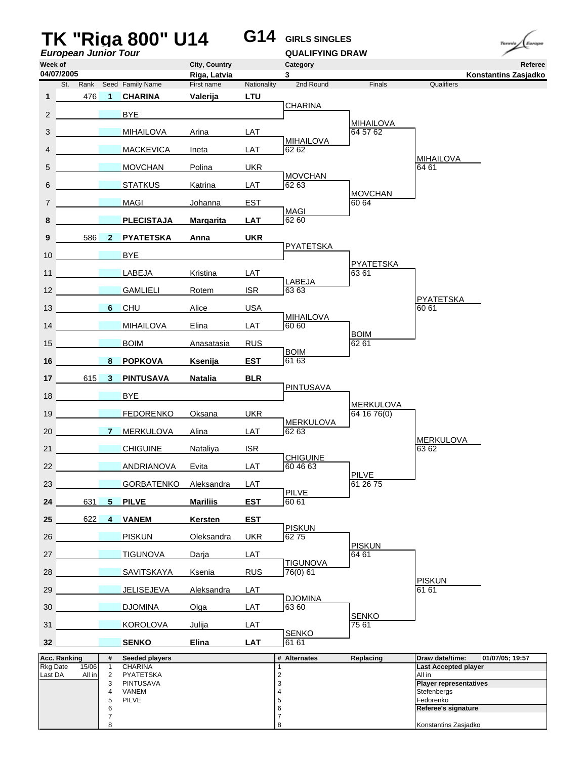# TK "Riga 800" U14

***European Junior Tour***

**G14** **GIRLS SINGLES**

**QUALIFYING DRAW**

| Week of | City, Country | Category | Referee |
|---|---|---|---|
| 04/07/2005 | Riga, Latvia | 3 | Konstantins Zasjadko |

| # | St. | Rank | Seed | Family Name | First name | Nationality | 2nd Round | Finals | Qualifiers |
|---|---|---|---|---|---|---|---|---|---|
| 1 | | 476 | 1 | **CHARINA** | **Valerija** | **LTU** | CHARINA | | |
| 2 | | | | BYE | | | | MIHAILOVA 64 57 62 | |
| 3 | | | | MIHAILOVA | Arina | LAT | MIHAILOVA 62 62 | | |
| 4 | | | | MACKEVICA | Ineta | LAT | | | MIHAILOVA 64 61 |
| 5 | | | | MOVCHAN | Polina | UKR | MOVCHAN 62 63 | | |
| 6 | | | | STATKUS | Katrina | LAT | | MOVCHAN 60 64 | |
| 7 | | | | MAGI | Johanna | EST | MAGI 62 60 | | |
| 8 | | | | **PLECISTAJA** | **Margarita** | **LAT** | | | |
| 9 | | 586 | 2 | **PYATETSKA** | **Anna** | **UKR** | PYATETSKA | | |
| 10 | | | | BYE | | | | PYATETSKA 63 61 | |
| 11 | | | | LABEJA | Kristina | LAT | LABEJA 63 63 | | |
| 12 | | | | GAMLIELI | Rotem | ISR | | | PYATETSKA 60 61 |
| 13 | | | 6 | CHU | Alice | USA | MIHAILOVA 60 60 | | |
| 14 | | | | MIHAILOVA | Elina | LAT | | BOIM 62 61 | |
| 15 | | | | BOIM | Anasatasia | RUS | BOIM 61 63 | | |
| 16 | | | 8 | **POPKOVA** | **Ksenija** | **EST** | | | |
| 17 | | 615 | 3 | **PINTUSAVA** | **Natalia** | **BLR** | PINTUSAVA | | |
| 18 | | | | BYE | | | | MERKULOVA 64 16 76(0) | |
| 19 | | | | FEDORENKO | Oksana | UKR | MERKULOVA 62 63 | | |
| 20 | | | 7 | MERKULOVA | Alina | LAT | | | MERKULOVA 63 62 |
| 21 | | | | CHIGUINE | Nataliya | ISR | CHIGUINE 60 46 63 | | |
| 22 | | | | ANDRIANOVA | Evita | LAT | | PILVE 61 26 75 | |
| 23 | | | | GORBATENKO | Aleksandra | LAT | PILVE 60 61 | | |
| 24 | | 631 | 5 | **PILVE** | **Mariliis** | **EST** | | | |
| 25 | | 622 | 4 | **VANEM** | **Kersten** | **EST** | PISKUN 62 75 | | |
| 26 | | | | PISKUN | Oleksandra | UKR | | PISKUN 64 61 | |
| 27 | | | | TIGUNOVA | Darja | LAT | TIGUNOVA 76(0) 61 | | |
| 28 | | | | SAVITSKAYA | Ksenia | RUS | | | PISKUN 61 61 |
| 29 | | | | JELISEJEVA | Aleksandra | LAT | DJOMINA 63 60 | | |
| 30 | | | | DJOMINA | Olga | LAT | | SENKO 75 61 | |
| 31 | | | | KOROLOVA | Julija | LAT | SENKO 61 61 | | |
| 32 | | | | **SENKO** | **Elina** | **LAT** | | | |

| Acc. Ranking | | # | Seeded players | # | Alternates | Replacing | Draw date/time: | 01/07/05; 19:57 |
|---|---|---|---|---|---|---|---|---|
| Rkg Date | 15/06 | 1 | CHARINA | 1 | | | **Last Accepted player** | |
| Last DA | All in | 2 | PYATETSKA | 2 | | | All in | |
| | | 3 | PINTUSAVA | 3 | | | **Player representatives** | |
| | | 4 | VANEM | 4 | | | Stefenbergs | |
| | | 5 | PILVE | 5 | | | Fedorenko | |
| | | 6 | | 6 | | | **Referee's signature** | |
| | | 7 | | 7 | | | | |
| | | 8 | | 8 | | | Konstantins Zasjadko | |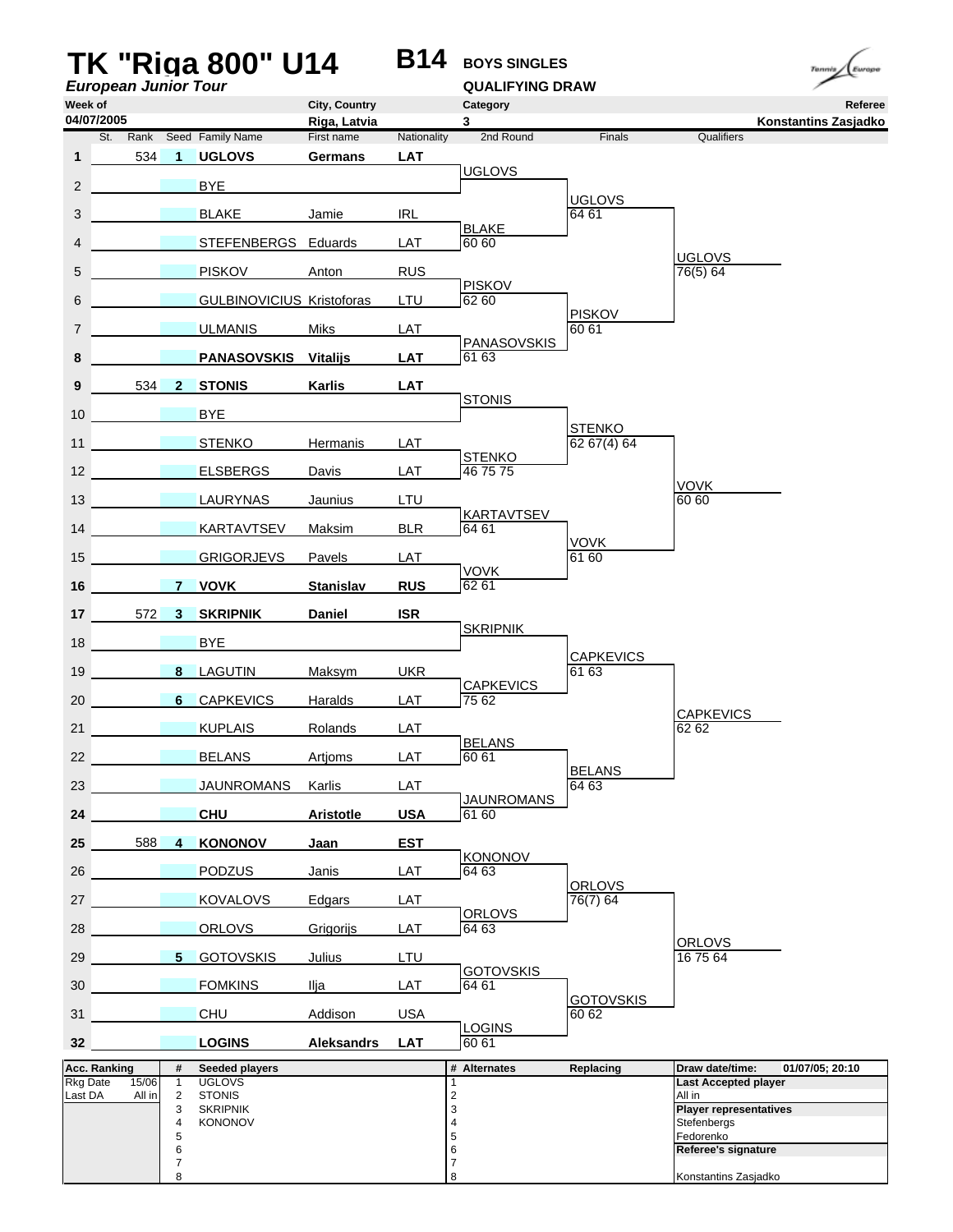# TK "Riga 800" U14

**B14** **BOYS SINGLES**

*European Junior Tour*

**QUALIFYING DRAW**

| Week of | City, Country | Category | Referee |
|---|---|---|---|
| 04/07/2005 | Riga, Latvia | 3 | Konstantins Zasjadko |

| # | St. | Rank | Seed | Family Name | First name | Nationality | 2nd Round | Finals | Qualifiers |
|---|---|---|---|---|---|---|---|---|---|
| 1 | | 534 | 1 | **UGLOVS** | **Germans** | **LAT** | UGLOVS | | |
| 2 | | | | BYE | | | | UGLOVS 64 61 | |
| 3 | | | | BLAKE | Jamie | IRL | BLAKE 60 60 | | |
| 4 | | | | STEFENBERGS | Eduards | LAT | | | UGLOVS 76(5) 64 |
| 5 | | | | PISKOV | Anton | RUS | PISKOV 62 60 | | |
| 6 | | | | GULBINOVICIUS | Kristoforas | LTU | | PISKOV 60 61 | |
| 7 | | | | ULMANIS | Miks | LAT | PANASOVSKIS 61 63 | | |
| 8 | | | | **PANASOVSKIS** | **Vitalijs** | **LAT** | | | |
| 9 | | 534 | 2 | **STONIS** | **Karlis** | **LAT** | STONIS | | |
| 10 | | | | BYE | | | | STENKO 62 67(4) 64 | |
| 11 | | | | STENKO | Hermanis | LAT | STENKO 46 75 75 | | |
| 12 | | | | ELSBERGS | Davis | LAT | | | VOVK 60 60 |
| 13 | | | | LAURYNAS | Jaunius | LTU | KARTAVTSEV 64 61 | | |
| 14 | | | | KARTAVTSEV | Maksim | BLR | | VOVK 61 60 | |
| 15 | | | | GRIGORJEVS | Pavels | LAT | VOVK 62 61 | | |
| 16 | | | 7 | **VOVK** | **Stanislav** | **RUS** | | | |
| 17 | | 572 | 3 | **SKRIPNIK** | **Daniel** | **ISR** | SKRIPNIK | | |
| 18 | | | | BYE | | | | CAPKEVICS 61 63 | |
| 19 | | | 8 | LAGUTIN | Maksym | UKR | CAPKEVICS 75 62 | | |
| 20 | | | 6 | CAPKEVICS | Haralds | LAT | | | CAPKEVICS 62 62 |
| 21 | | | | KUPLAIS | Rolands | LAT | BELANS 60 61 | | |
| 22 | | | | BELANS | Artjoms | LAT | | BELANS 64 63 | |
| 23 | | | | JAUNROMANS | Karlis | LAT | JAUNROMANS 61 60 | | |
| 24 | | | | **CHU** | **Aristotle** | **USA** | | | |
| 25 | | 588 | 4 | **KONONOV** | **Jaan** | **EST** | KONONOV 64 63 | | |
| 26 | | | | PODZUS | Janis | LAT | | ORLOVS 76(7) 64 | |
| 27 | | | | KOVALOVS | Edgars | LAT | ORLOVS 64 63 | | |
| 28 | | | | ORLOVS | Grigorijs | LAT | | | ORLOVS 16 75 64 |
| 29 | | | 5 | GOTOVSKIS | Julius | LTU | GOTOVSKIS 64 61 | | |
| 30 | | | | FOMKINS | Ilja | LAT | | GOTOVSKIS 60 62 | |
| 31 | | | | CHU | Addison | USA | LOGINS 60 61 | | |
| 32 | | | | **LOGINS** | **Aleksandrs** | **LAT** | | | |

| Acc. Ranking | | # | Seeded players | # | Alternates | Replacing | Draw date/time: 01/07/05; 20:10 |
|---|---|---|---|---|---|---|---|
| Rkg Date | 15/06 | 1 | UGLOVS | 1 | | | **Last Accepted player** |
| Last DA | All in | 2 | STONIS | 2 | | | All in |
| | | 3 | SKRIPNIK | 3 | | | **Player representatives** |
| | | 4 | KONONOV | 4 | | | Stefenbergs |
| | | 5 | | 5 | | | Fedorenko |
| | | 6 | | 6 | | | **Referee's signature** |
| | | 7 | | 7 | | | |
| | | 8 | | 8 | | | Konstantins Zasjadko |